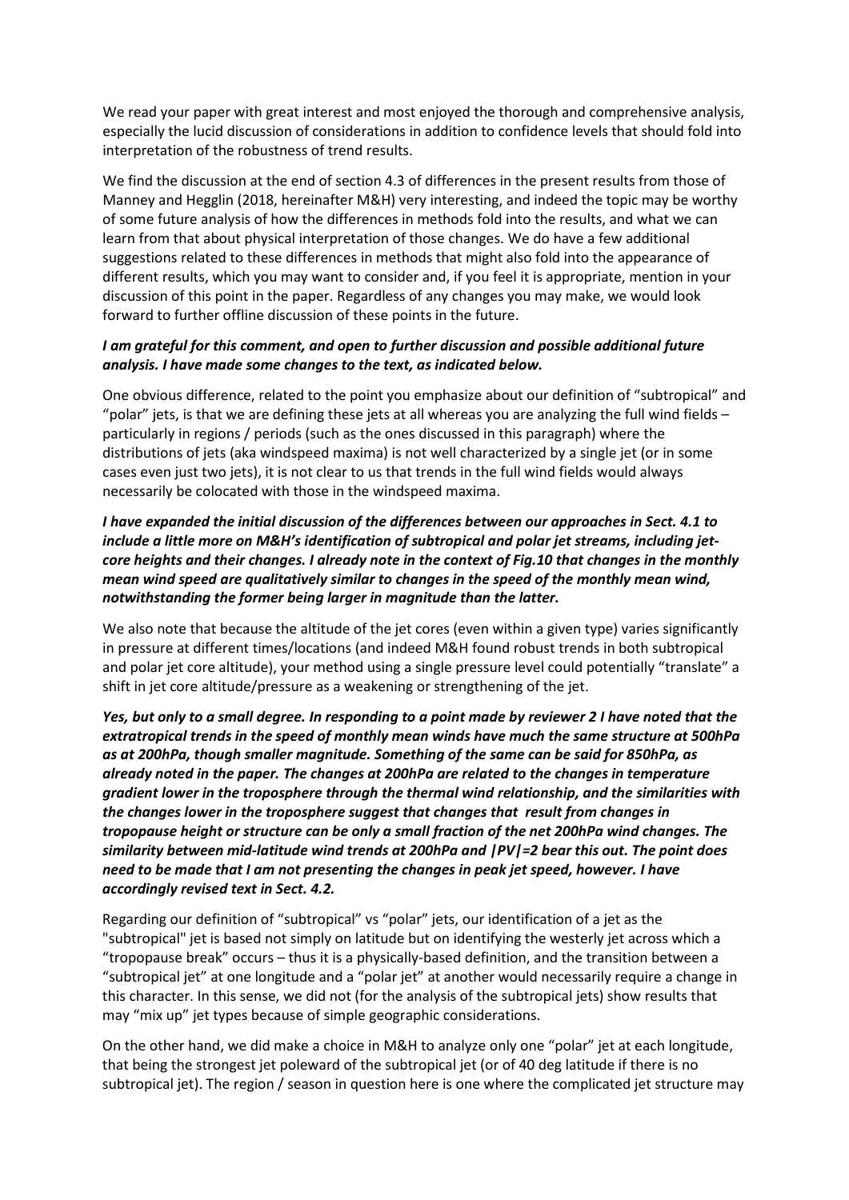We read your paper with great interest and most enjoyed the thorough and comprehensive analysis, especially the lucid discussion of considerations in addition to confidence levels that should fold into interpretation of the robustness of trend results.

We find the discussion at the end of section 4.3 of differences in the present results from those of Manney and Hegglin (2018, hereinafter M&H) very interesting, and indeed the topic may be worthy of some future analysis of how the differences in methods fold into the results, and what we can learn from that about physical interpretation of those changes. We do have a few additional suggestions related to these differences in methods that might also fold into the appearance of different results, which you may want to consider and, if you feel it is appropriate, mention in your discussion of this point in the paper. Regardless of any changes you may make, we would look forward to further offline discussion of these points in the future.

***I am grateful for this comment, and open to further discussion and possible additional future analysis. I have made some changes to the text, as indicated below.***

One obvious difference, related to the point you emphasize about our definition of "subtropical" and "polar" jets, is that we are defining these jets at all whereas you are analyzing the full wind fields – particularly in regions / periods (such as the ones discussed in this paragraph) where the distributions of jets (aka windspeed maxima) is not well characterized by a single jet (or in some cases even just two jets), it is not clear to us that trends in the full wind fields would always necessarily be colocated with those in the windspeed maxima.

***I have expanded the initial discussion of the differences between our approaches in Sect. 4.1 to include a little more on M&H's identification of subtropical and polar jet streams, including jet-core heights and their changes. I already note in the context of Fig.10 that changes in the monthly mean wind speed are qualitatively similar to changes in the speed of the monthly mean wind, notwithstanding the former being larger in magnitude than the latter.***

We also note that because the altitude of the jet cores (even within a given type) varies significantly in pressure at different times/locations (and indeed M&H found robust trends in both subtropical and polar jet core altitude), your method using a single pressure level could potentially "translate" a shift in jet core altitude/pressure as a weakening or strengthening of the jet.

***Yes, but only to a small degree. In responding to a point made by reviewer 2 I have noted that the extratropical trends in the speed of monthly mean winds have much the same structure at 500hPa as at 200hPa, though smaller magnitude. Something of the same can be said for 850hPa, as already noted in the paper. The changes at 200hPa are related to the changes in temperature gradient lower in the troposphere through the thermal wind relationship, and the similarities with the changes lower in the troposphere suggest that changes that result from changes in tropopause height or structure can be only a small fraction of the net 200hPa wind changes. The similarity between mid-latitude wind trends at 200hPa and $|PV|=2$ bear this out. The point does need to be made that I am not presenting the changes in peak jet speed, however. I have accordingly revised text in Sect. 4.2.***

Regarding our definition of "subtropical" vs "polar" jets, our identification of a jet as the "subtropical" jet is based not simply on latitude but on identifying the westerly jet across which a "tropopause break" occurs – thus it is a physically-based definition, and the transition between a "subtropical jet" at one longitude and a "polar jet" at another would necessarily require a change in this character. In this sense, we did not (for the analysis of the subtropical jets) show results that may "mix up" jet types because of simple geographic considerations.

On the other hand, we did make a choice in M&H to analyze only one "polar" jet at each longitude, that being the strongest jet poleward of the subtropical jet (or of 40 deg latitude if there is no subtropical jet). The region / season in question here is one where the complicated jet structure may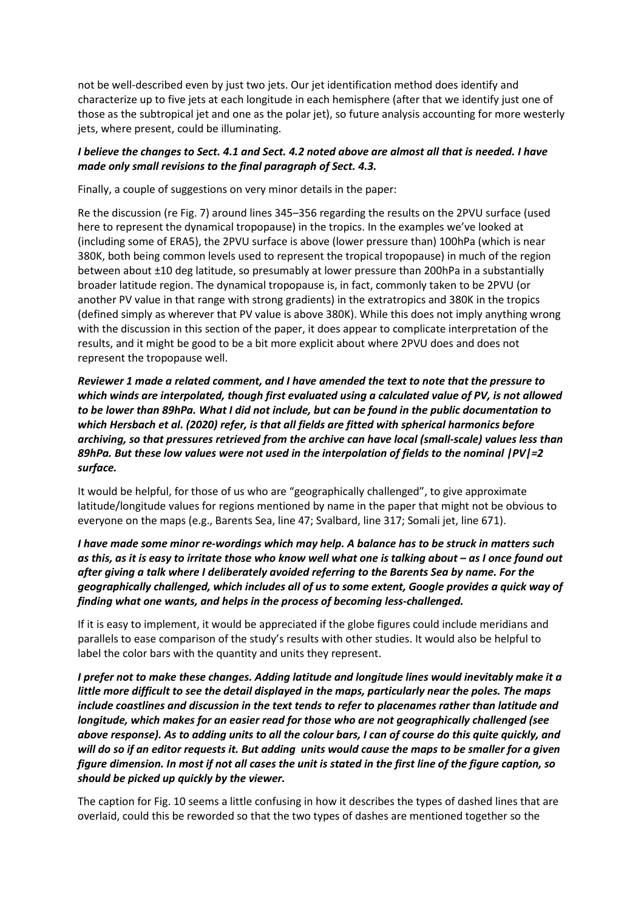not be well-described even by just two jets. Our jet identification method does identify and characterize up to five jets at each longitude in each hemisphere (after that we identify just one of those as the subtropical jet and one as the polar jet), so future analysis accounting for more westerly jets, where present, could be illuminating.

***I believe the changes to Sect. 4.1 and Sect. 4.2 noted above are almost all that is needed. I have made only small revisions to the final paragraph of Sect. 4.3.***

Finally, a couple of suggestions on very minor details in the paper:

Re the discussion (re Fig. 7) around lines 345–356 regarding the results on the 2PVU surface (used here to represent the dynamical tropopause) in the tropics. In the examples we've looked at (including some of ERA5), the 2PVU surface is above (lower pressure than) 100hPa (which is near 380K, both being common levels used to represent the tropical tropopause) in much of the region between about ±10 deg latitude, so presumably at lower pressure than 200hPa in a substantially broader latitude region. The dynamical tropopause is, in fact, commonly taken to be 2PVU (or another PV value in that range with strong gradients) in the extratropics and 380K in the tropics (defined simply as wherever that PV value is above 380K). While this does not imply anything wrong with the discussion in this section of the paper, it does appear to complicate interpretation of the results, and it might be good to be a bit more explicit about where 2PVU does and does not represent the tropopause well.

***Reviewer 1 made a related comment, and I have amended the text to note that the pressure to which winds are interpolated, though first evaluated using a calculated value of PV, is not allowed to be lower than 89hPa. What I did not include, but can be found in the public documentation to which Hersbach et al. (2020) refer, is that all fields are fitted with spherical harmonics before archiving, so that pressures retrieved from the archive can have local (small-scale) values less than 89hPa. But these low values were not used in the interpolation of fields to the nominal |PV|=2 surface.***

It would be helpful, for those of us who are "geographically challenged", to give approximate latitude/longitude values for regions mentioned by name in the paper that might not be obvious to everyone on the maps (e.g., Barents Sea, line 47; Svalbard, line 317; Somali jet, line 671).

***I have made some minor re-wordings which may help. A balance has to be struck in matters such as this, as it is easy to irritate those who know well what one is talking about – as I once found out after giving a talk where I deliberately avoided referring to the Barents Sea by name. For the geographically challenged, which includes all of us to some extent, Google provides a quick way of finding what one wants, and helps in the process of becoming less-challenged.***

If it is easy to implement, it would be appreciated if the globe figures could include meridians and parallels to ease comparison of the study's results with other studies. It would also be helpful to label the color bars with the quantity and units they represent.

***I prefer not to make these changes. Adding latitude and longitude lines would inevitably make it a little more difficult to see the detail displayed in the maps, particularly near the poles. The maps include coastlines and discussion in the text tends to refer to placenames rather than latitude and longitude, which makes for an easier read for those who are not geographically challenged (see above response). As to adding units to all the colour bars, I can of course do this quite quickly, and will do so if an editor requests it. But adding units would cause the maps to be smaller for a given figure dimension. In most if not all cases the unit is stated in the first line of the figure caption, so should be picked up quickly by the viewer.***

The caption for Fig. 10 seems a little confusing in how it describes the types of dashed lines that are overlaid, could this be reworded so that the two types of dashes are mentioned together so the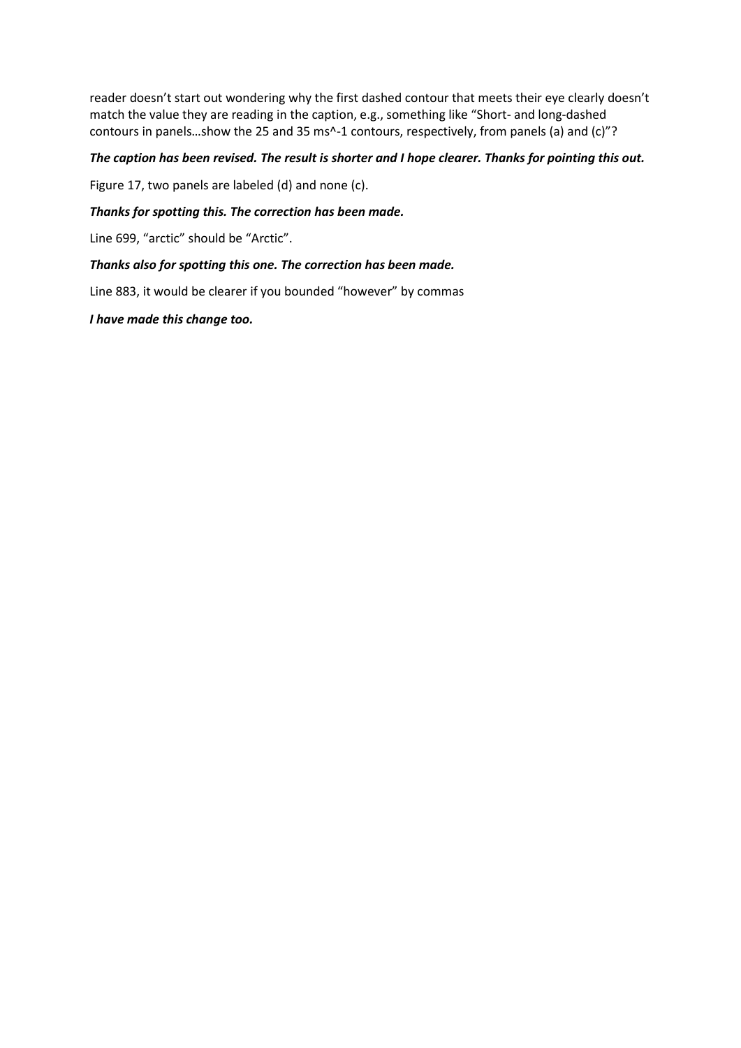reader doesn't start out wondering why the first dashed contour that meets their eye clearly doesn't match the value they are reading in the caption, e.g., something like "Short- and long-dashed contours in panels…show the 25 and 35 ms^-1 contours, respectively, from panels (a) and (c)"?

***The caption has been revised. The result is shorter and I hope clearer. Thanks for pointing this out.***

Figure 17, two panels are labeled (d) and none (c).

***Thanks for spotting this. The correction has been made.***

Line 699, "arctic" should be "Arctic".

***Thanks also for spotting this one. The correction has been made.***

Line 883, it would be clearer if you bounded "however" by commas

***I have made this change too.***